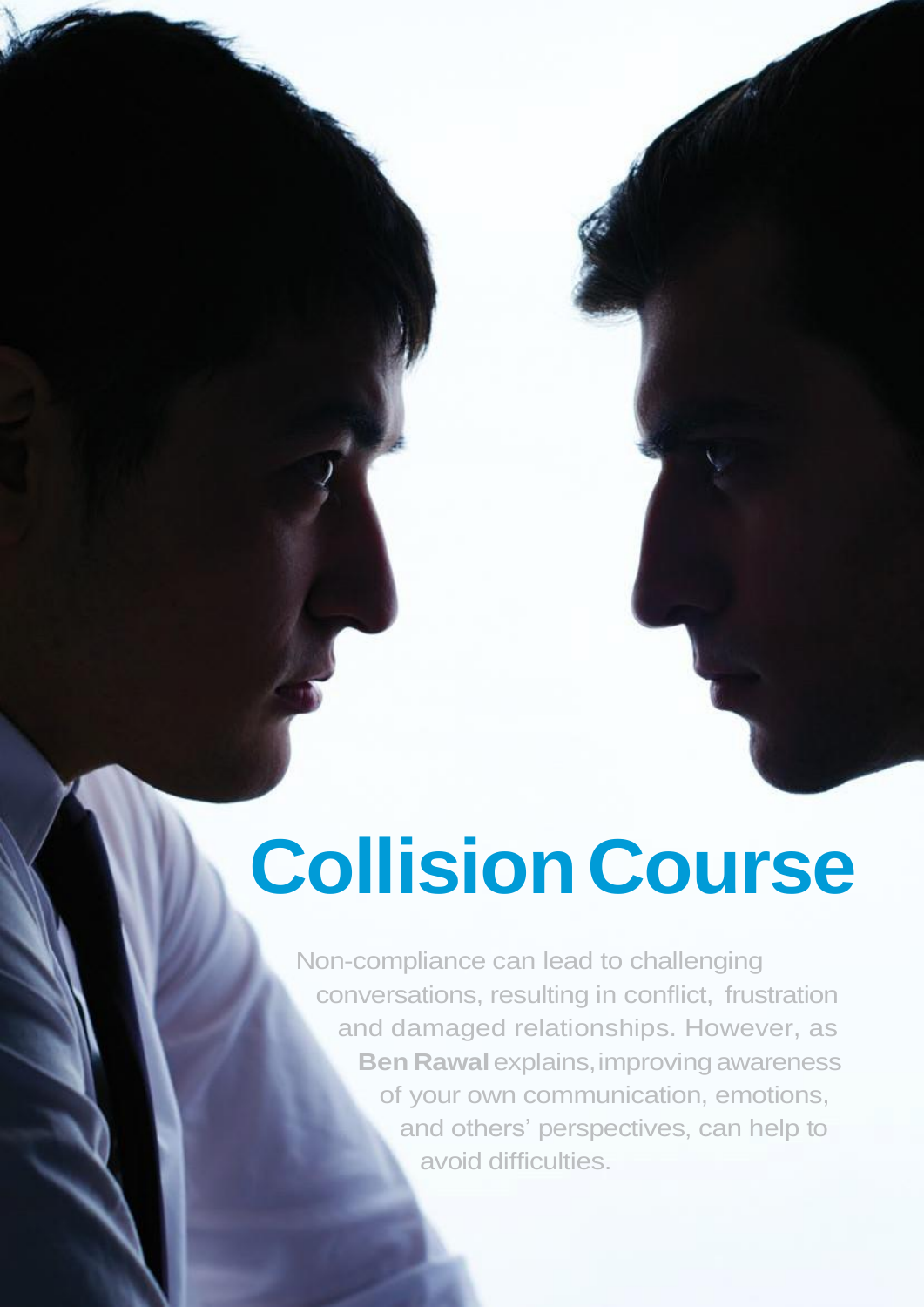# Collision Course

Non-compliance can lead to challenging conversations, resulting in conflict, frustration and damaged relationships. However, as **Ben Rawal** explains, improving awareness of your own communication, emotions, and others' perspectives, can help to avoid difficulties.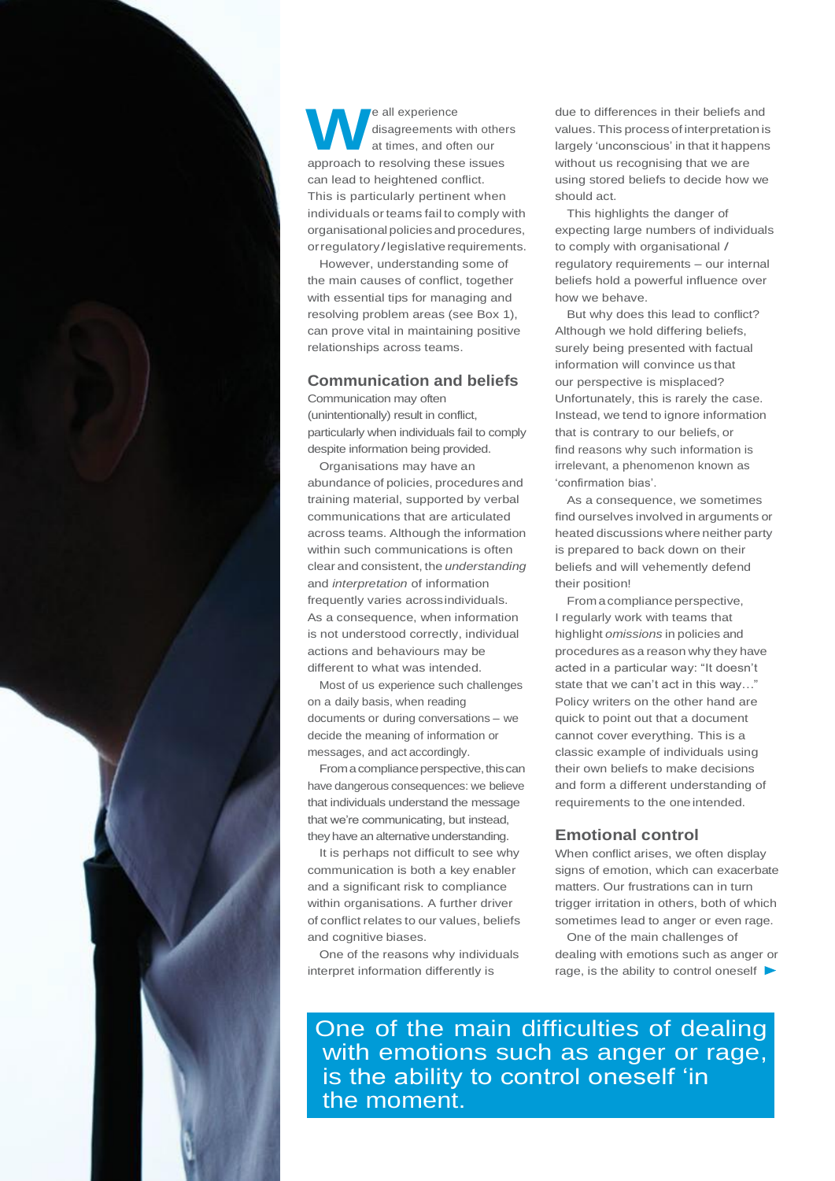We all experience disagreements with others at times, and often our approach to resolving these issues can lead to heightened conflict. This is particularly pertinent when individuals or teams fail to comply with organisational policies and procedures, or regulatory / legislative requirements.

However, understanding some of the main causes of conflict, together with essential tips for managing and resolving problem areas (see Box 1), can prove vital in maintaining positive relationships across teams.

## Communication and beliefs

Communication may often (unintentionally) result in conflict, particularly when individuals fail to comply despite information being provided.

Organisations may have an abundance of policies, procedures and training material, supported by verbal communications that are articulated across teams. Although the information within such communications is often clear and consistent, the *understanding* and *interpretation* of information frequently varies across individuals. As a consequence, when information is not understood correctly, individual actions and behaviours may be different to what was intended.

Most of us experience such challenges on a daily basis, when reading documents or during conversations – we decide the meaning of information or messages, and act accordingly.

From a compliance perspective, this can have dangerous consequences: we believe that individuals understand the message that we're communicating, but instead, they have an alternative understanding.

It is perhaps not difficult to see why communication is both a key enabler and a significant risk to compliance within organisations. A further driver of conflict relates to our values, beliefs and cognitive biases.

One of the reasons why individuals interpret information differently is due to differences in their beliefs and values. This process of interpretation is largely 'unconscious' in that it happens without us recognising that we are using stored beliefs to decide how we should act.

This highlights the danger of expecting large numbers of individuals to comply with organisational / regulatory requirements – our internal beliefs hold a powerful influence over how we behave.

But why does this lead to conflict? Although we hold differing beliefs, surely being presented with factual information will convince us that our perspective is misplaced? Unfortunately, this is rarely the case. Instead, we tend to ignore information that is contrary to our beliefs, or find reasons why such information is irrelevant, a phenomenon known as 'confirmation bias'.

As a consequence, we sometimes find ourselves involved in arguments or heated discussions where neither party is prepared to back down on their beliefs and will vehemently defend their position!

From a compliance perspective, I regularly work with teams that highlight *omissions* in policies and procedures as a reason why they have acted in a particular way: "It doesn't state that we can't act in this way…" Policy writers on the other hand are quick to point out that a document cannot cover everything. This is a classic example of individuals using their own beliefs to make decisions and form a different understanding of requirements to the one intended.

## Emotional control

When conflict arises, we often display signs of emotion, which can exacerbate matters. Our frustrations can in turn trigger irritation in others, both of which sometimes lead to anger or even rage.

One of the main challenges of dealing with emotions such as anger or rage, is the ability to control oneself ►

> One of the main difficulties of dealing with emotions such as anger or rage, is the ability to control oneself 'in the moment.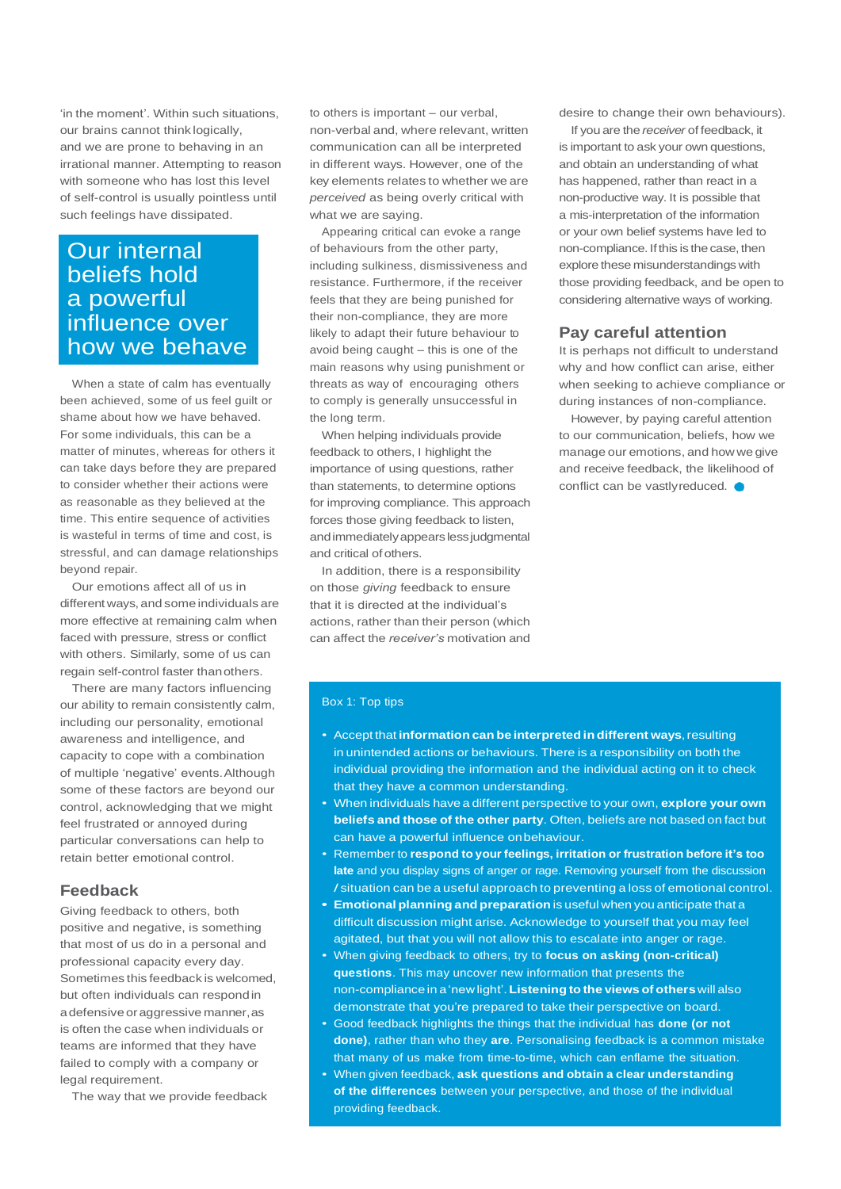'in the moment'. Within such situations, our brains cannot think logically, and we are prone to behaving in an irrational manner. Attempting to reason with someone who has lost this level of self-control is usually pointless until such feelings have dissipated.

> Our internal beliefs hold a powerful influence over how we behave

When a state of calm has eventually been achieved, some of us feel guilt or shame about how we have behaved. For some individuals, this can be a matter of minutes, whereas for others it can take days before they are prepared to consider whether their actions were as reasonable as they believed at the time. This entire sequence of activities is wasteful in terms of time and cost, is stressful, and can damage relationships beyond repair.

Our emotions affect all of us in different ways, and some individuals are more effective at remaining calm when faced with pressure, stress or conflict with others. Similarly, some of us can regain self-control faster than others.

There are many factors influencing our ability to remain consistently calm, including our personality, emotional awareness and intelligence, and capacity to cope with a combination of multiple 'negative' events. Although some of these factors are beyond our control, acknowledging that we might feel frustrated or annoyed during particular conversations can help to retain better emotional control.

## Feedback

Giving feedback to others, both positive and negative, is something that most of us do in a personal and professional capacity every day. Sometimes this feedback is welcomed, but often individuals can respond in a defensive or aggressive manner, as is often the case when individuals or teams are informed that they have failed to comply with a company or legal requirement.

The way that we provide feedback to others is important – our verbal, non-verbal and, where relevant, written communication can all be interpreted in different ways. However, one of the key elements relates to whether we are *perceived* as being overly critical with what we are saying.

Appearing critical can evoke a range of behaviours from the other party, including sulkiness, dismissiveness and resistance. Furthermore, if the receiver feels that they are being punished for their non-compliance, they are more likely to adapt their future behaviour to avoid being caught – this is one of the main reasons why using punishment or threats as way of encouraging others to comply is generally unsuccessful in the long term.

When helping individuals provide feedback to others, I highlight the importance of using questions, rather than statements, to determine options for improving compliance. This approach forces those giving feedback to listen, and immediately appears less judgmental and critical of others.

In addition, there is a responsibility on those *giving* feedback to ensure that it is directed at the individual's actions, rather than their person (which can affect the *receiver's* motivation and desire to change their own behaviours).

If you are the *receiver* of feedback, it is important to ask your own questions, and obtain an understanding of what has happened, rather than react in a non-productive way. It is possible that a mis-interpretation of the information or your own belief systems have led to non-compliance. If this is the case, then explore these misunderstandings with those providing feedback, and be open to considering alternative ways of working.

## Pay careful attention

It is perhaps not difficult to understand why and how conflict can arise, either when seeking to achieve compliance or during instances of non-compliance.

However, by paying careful attention to our communication, beliefs, how we manage our emotions, and how we give and receive feedback, the likelihood of conflict can be vastly reduced.

### Box 1: Top tips

- Accept that **information can be interpreted in different ways**, resulting in unintended actions or behaviours. There is a responsibility on both the individual providing the information and the individual acting on it to check that they have a common understanding.
- When individuals have a different perspective to your own, **explore your own beliefs and those of the other party**. Often, beliefs are not based on fact but can have a powerful influence on behaviour.
- Remember to **respond to your feelings, irritation or frustration before it's too late** and you display signs of anger or rage. Removing yourself from the discussion / situation can be a useful approach to preventing a loss of emotional control.
- **Emotional planning and preparation** is useful when you anticipate that a difficult discussion might arise. Acknowledge to yourself that you may feel agitated, but that you will not allow this to escalate into anger or rage.
- When giving feedback to others, try to **focus on asking (non-critical) questions**. This may uncover new information that presents the non-compliance in a 'new light'. **Listening to the views of others** will also demonstrate that you're prepared to take their perspective on board.
- Good feedback highlights the things that the individual has **done (or not done)**, rather than who they **are**. Personalising feedback is a common mistake that many of us make from time-to-time, which can enflame the situation.
- When given feedback, **ask questions and obtain a clear understanding of the differences** between your perspective, and those of the individual providing feedback.